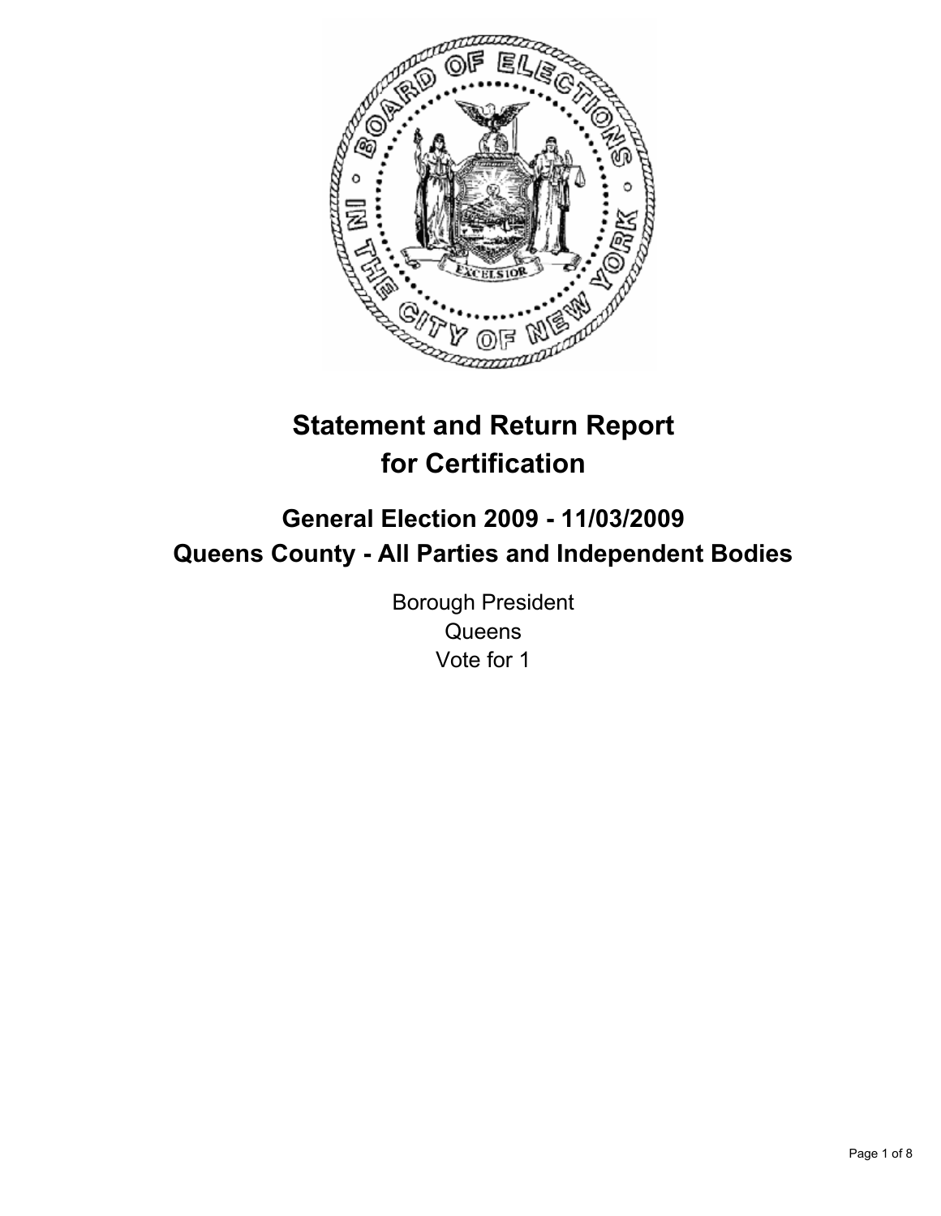# Statement and Return Report for Certification

## General Election 2009 - 11/03/2009
## Queens County - All Parties and Independent Bodies

Borough President
Queens
Vote for 1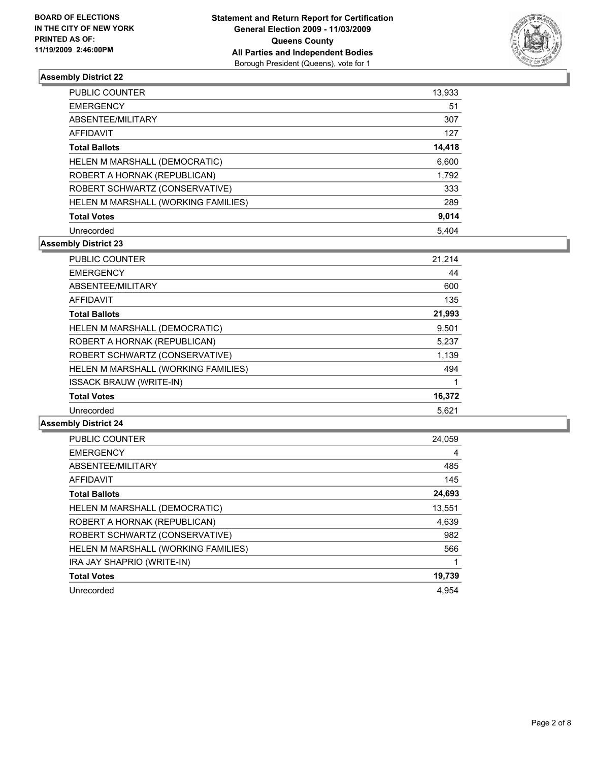### Assembly District 22

| | |
|---|---|
| PUBLIC COUNTER | 13,933 |
| EMERGENCY | 51 |
| ABSENTEE/MILITARY | 307 |
| AFFIDAVIT | 127 |
| **Total Ballots** | **14,418** |
| HELEN M MARSHALL (DEMOCRATIC) | 6,600 |
| ROBERT A HORNAK (REPUBLICAN) | 1,792 |
| ROBERT SCHWARTZ (CONSERVATIVE) | 333 |
| HELEN M MARSHALL (WORKING FAMILIES) | 289 |
| **Total Votes** | **9,014** |
| Unrecorded | 5,404 |

### Assembly District 23

| | |
|---|---|
| PUBLIC COUNTER | 21,214 |
| EMERGENCY | 44 |
| ABSENTEE/MILITARY | 600 |
| AFFIDAVIT | 135 |
| **Total Ballots** | **21,993** |
| HELEN M MARSHALL (DEMOCRATIC) | 9,501 |
| ROBERT A HORNAK (REPUBLICAN) | 5,237 |
| ROBERT SCHWARTZ (CONSERVATIVE) | 1,139 |
| HELEN M MARSHALL (WORKING FAMILIES) | 494 |
| ISSACK BRAUW (WRITE-IN) | 1 |
| **Total Votes** | **16,372** |
| Unrecorded | 5,621 |

### Assembly District 24

| | |
|---|---|
| PUBLIC COUNTER | 24,059 |
| EMERGENCY | 4 |
| ABSENTEE/MILITARY | 485 |
| AFFIDAVIT | 145 |
| **Total Ballots** | **24,693** |
| HELEN M MARSHALL (DEMOCRATIC) | 13,551 |
| ROBERT A HORNAK (REPUBLICAN) | 4,639 |
| ROBERT SCHWARTZ (CONSERVATIVE) | 982 |
| HELEN M MARSHALL (WORKING FAMILIES) | 566 |
| IRA JAY SHAPRIO (WRITE-IN) | 1 |
| **Total Votes** | **19,739** |
| Unrecorded | 4,954 |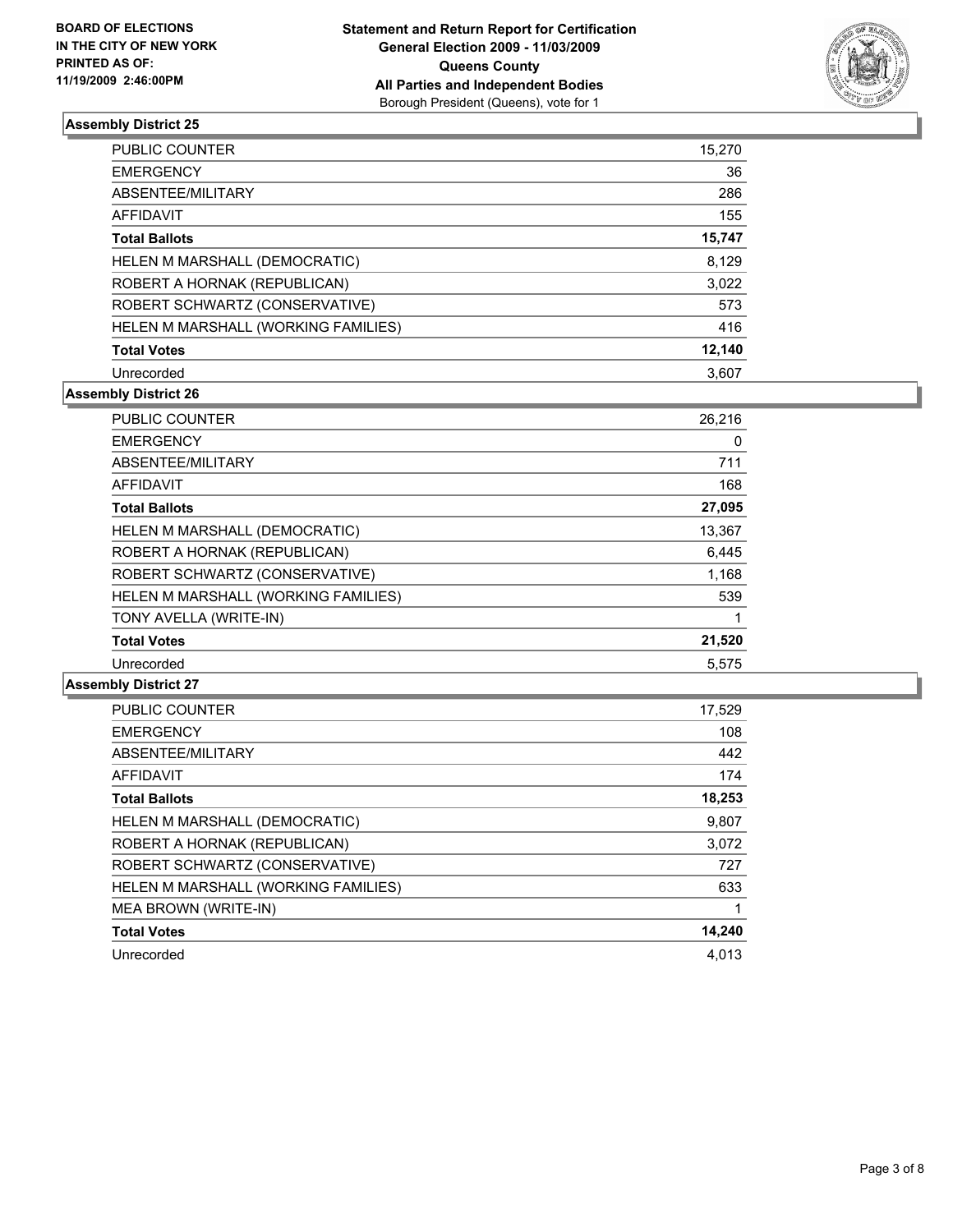**BOARD OF ELECTIONS**
**IN THE CITY OF NEW YORK**
**PRINTED AS OF:**
**11/19/2009 2:46:00PM**

**Statement and Return Report for Certification**
**General Election 2009 - 11/03/2009**
**Queens County**
**All Parties and Independent Bodies**
Borough President (Queens), vote for 1

### Assembly District 25

| | |
|---|---|
| PUBLIC COUNTER | 15,270 |
| EMERGENCY | 36 |
| ABSENTEE/MILITARY | 286 |
| AFFIDAVIT | 155 |
| **Total Ballots** | **15,747** |
| HELEN M MARSHALL (DEMOCRATIC) | 8,129 |
| ROBERT A HORNAK (REPUBLICAN) | 3,022 |
| ROBERT SCHWARTZ (CONSERVATIVE) | 573 |
| HELEN M MARSHALL (WORKING FAMILIES) | 416 |
| **Total Votes** | **12,140** |
| Unrecorded | 3,607 |

### Assembly District 26

| | |
|---|---|
| PUBLIC COUNTER | 26,216 |
| EMERGENCY | 0 |
| ABSENTEE/MILITARY | 711 |
| AFFIDAVIT | 168 |
| **Total Ballots** | **27,095** |
| HELEN M MARSHALL (DEMOCRATIC) | 13,367 |
| ROBERT A HORNAK (REPUBLICAN) | 6,445 |
| ROBERT SCHWARTZ (CONSERVATIVE) | 1,168 |
| HELEN M MARSHALL (WORKING FAMILIES) | 539 |
| TONY AVELLA (WRITE-IN) | 1 |
| **Total Votes** | **21,520** |
| Unrecorded | 5,575 |

### Assembly District 27

| | |
|---|---|
| PUBLIC COUNTER | 17,529 |
| EMERGENCY | 108 |
| ABSENTEE/MILITARY | 442 |
| AFFIDAVIT | 174 |
| **Total Ballots** | **18,253** |
| HELEN M MARSHALL (DEMOCRATIC) | 9,807 |
| ROBERT A HORNAK (REPUBLICAN) | 3,072 |
| ROBERT SCHWARTZ (CONSERVATIVE) | 727 |
| HELEN M MARSHALL (WORKING FAMILIES) | 633 |
| MEA BROWN (WRITE-IN) | 1 |
| **Total Votes** | **14,240** |
| Unrecorded | 4,013 |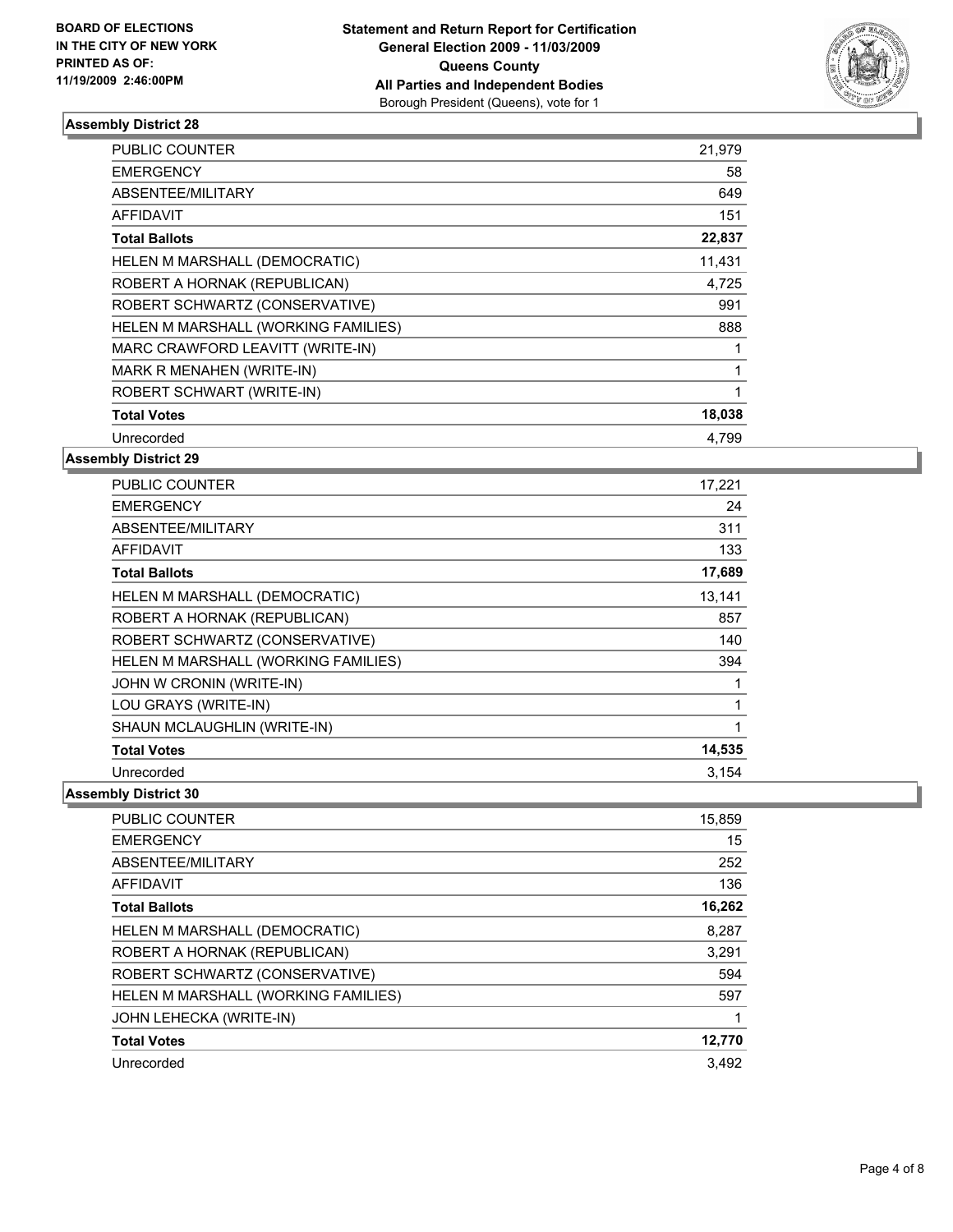**BOARD OF ELECTIONS IN THE CITY OF NEW YORK PRINTED AS OF: 11/19/2009 2:46:00PM**

**Statement and Return Report for Certification**
**General Election 2009 - 11/03/2009**
**Queens County**
**All Parties and Independent Bodies**
Borough President (Queens), vote for 1

### Assembly District 28

| | |
|---|---|
| PUBLIC COUNTER | 21,979 |
| EMERGENCY | 58 |
| ABSENTEE/MILITARY | 649 |
| AFFIDAVIT | 151 |
| **Total Ballots** | **22,837** |
| HELEN M MARSHALL (DEMOCRATIC) | 11,431 |
| ROBERT A HORNAK (REPUBLICAN) | 4,725 |
| ROBERT SCHWARTZ (CONSERVATIVE) | 991 |
| HELEN M MARSHALL (WORKING FAMILIES) | 888 |
| MARC CRAWFORD LEAVITT (WRITE-IN) | 1 |
| MARK R MENAHEN (WRITE-IN) | 1 |
| ROBERT SCHWART (WRITE-IN) | 1 |
| **Total Votes** | **18,038** |
| Unrecorded | 4,799 |

### Assembly District 29

| | |
|---|---|
| PUBLIC COUNTER | 17,221 |
| EMERGENCY | 24 |
| ABSENTEE/MILITARY | 311 |
| AFFIDAVIT | 133 |
| **Total Ballots** | **17,689** |
| HELEN M MARSHALL (DEMOCRATIC) | 13,141 |
| ROBERT A HORNAK (REPUBLICAN) | 857 |
| ROBERT SCHWARTZ (CONSERVATIVE) | 140 |
| HELEN M MARSHALL (WORKING FAMILIES) | 394 |
| JOHN W CRONIN (WRITE-IN) | 1 |
| LOU GRAYS (WRITE-IN) | 1 |
| SHAUN MCLAUGHLIN (WRITE-IN) | 1 |
| **Total Votes** | **14,535** |
| Unrecorded | 3,154 |

### Assembly District 30

| | |
|---|---|
| PUBLIC COUNTER | 15,859 |
| EMERGENCY | 15 |
| ABSENTEE/MILITARY | 252 |
| AFFIDAVIT | 136 |
| **Total Ballots** | **16,262** |
| HELEN M MARSHALL (DEMOCRATIC) | 8,287 |
| ROBERT A HORNAK (REPUBLICAN) | 3,291 |
| ROBERT SCHWARTZ (CONSERVATIVE) | 594 |
| HELEN M MARSHALL (WORKING FAMILIES) | 597 |
| JOHN LEHECKA (WRITE-IN) | 1 |
| **Total Votes** | **12,770** |
| Unrecorded | 3,492 |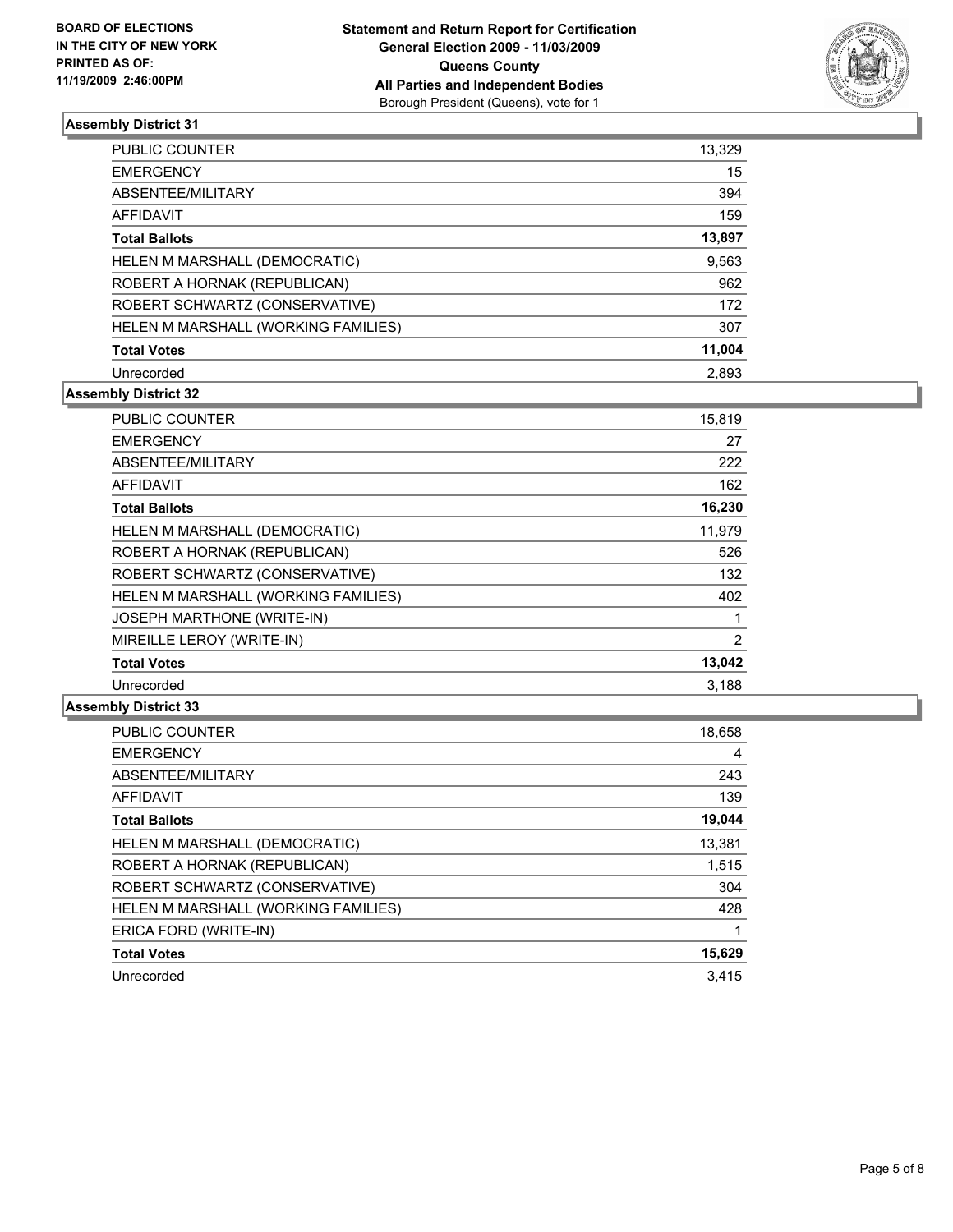**BOARD OF ELECTIONS IN THE CITY OF NEW YORK PRINTED AS OF: 11/19/2009 2:46:00PM**

**Statement and Return Report for Certification General Election 2009 - 11/03/2009 Queens County All Parties and Independent Bodies**
Borough President (Queens), vote for 1

## Assembly District 31

| | |
|---|---|
| PUBLIC COUNTER | 13,329 |
| EMERGENCY | 15 |
| ABSENTEE/MILITARY | 394 |
| AFFIDAVIT | 159 |
| **Total Ballots** | **13,897** |
| HELEN M MARSHALL (DEMOCRATIC) | 9,563 |
| ROBERT A HORNAK (REPUBLICAN) | 962 |
| ROBERT SCHWARTZ (CONSERVATIVE) | 172 |
| HELEN M MARSHALL (WORKING FAMILIES) | 307 |
| **Total Votes** | **11,004** |
| Unrecorded | 2,893 |

## Assembly District 32

| | |
|---|---|
| PUBLIC COUNTER | 15,819 |
| EMERGENCY | 27 |
| ABSENTEE/MILITARY | 222 |
| AFFIDAVIT | 162 |
| **Total Ballots** | **16,230** |
| HELEN M MARSHALL (DEMOCRATIC) | 11,979 |
| ROBERT A HORNAK (REPUBLICAN) | 526 |
| ROBERT SCHWARTZ (CONSERVATIVE) | 132 |
| HELEN M MARSHALL (WORKING FAMILIES) | 402 |
| JOSEPH MARTHONE (WRITE-IN) | 1 |
| MIREILLE LEROY (WRITE-IN) | 2 |
| **Total Votes** | **13,042** |
| Unrecorded | 3,188 |

## Assembly District 33

| | |
|---|---|
| PUBLIC COUNTER | 18,658 |
| EMERGENCY | 4 |
| ABSENTEE/MILITARY | 243 |
| AFFIDAVIT | 139 |
| **Total Ballots** | **19,044** |
| HELEN M MARSHALL (DEMOCRATIC) | 13,381 |
| ROBERT A HORNAK (REPUBLICAN) | 1,515 |
| ROBERT SCHWARTZ (CONSERVATIVE) | 304 |
| HELEN M MARSHALL (WORKING FAMILIES) | 428 |
| ERICA FORD (WRITE-IN) | 1 |
| **Total Votes** | **15,629** |
| Unrecorded | 3,415 |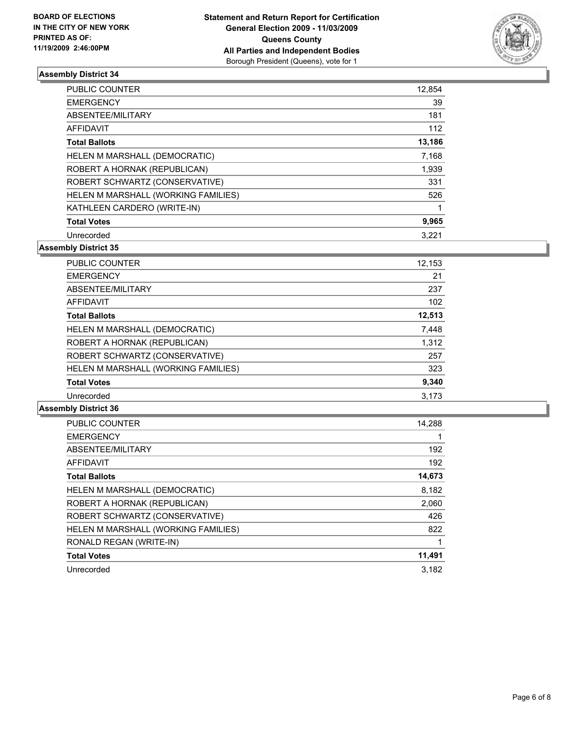**BOARD OF ELECTIONS IN THE CITY OF NEW YORK PRINTED AS OF: 11/19/2009 2:46:00PM**

**Statement and Return Report for Certification General Election 2009 - 11/03/2009 Queens County All Parties and Independent Bodies**

Borough President (Queens), vote for 1

### Assembly District 34

| | |
|---|---|
| PUBLIC COUNTER | 12,854 |
| EMERGENCY | 39 |
| ABSENTEE/MILITARY | 181 |
| AFFIDAVIT | 112 |
| **Total Ballots** | **13,186** |
| HELEN M MARSHALL (DEMOCRATIC) | 7,168 |
| ROBERT A HORNAK (REPUBLICAN) | 1,939 |
| ROBERT SCHWARTZ (CONSERVATIVE) | 331 |
| HELEN M MARSHALL (WORKING FAMILIES) | 526 |
| KATHLEEN CARDERO (WRITE-IN) | 1 |
| **Total Votes** | **9,965** |
| Unrecorded | 3,221 |

### Assembly District 35

| | |
|---|---|
| PUBLIC COUNTER | 12,153 |
| EMERGENCY | 21 |
| ABSENTEE/MILITARY | 237 |
| AFFIDAVIT | 102 |
| **Total Ballots** | **12,513** |
| HELEN M MARSHALL (DEMOCRATIC) | 7,448 |
| ROBERT A HORNAK (REPUBLICAN) | 1,312 |
| ROBERT SCHWARTZ (CONSERVATIVE) | 257 |
| HELEN M MARSHALL (WORKING FAMILIES) | 323 |
| **Total Votes** | **9,340** |
| Unrecorded | 3,173 |

### Assembly District 36

| | |
|---|---|
| PUBLIC COUNTER | 14,288 |
| EMERGENCY | 1 |
| ABSENTEE/MILITARY | 192 |
| AFFIDAVIT | 192 |
| **Total Ballots** | **14,673** |
| HELEN M MARSHALL (DEMOCRATIC) | 8,182 |
| ROBERT A HORNAK (REPUBLICAN) | 2,060 |
| ROBERT SCHWARTZ (CONSERVATIVE) | 426 |
| HELEN M MARSHALL (WORKING FAMILIES) | 822 |
| RONALD REGAN (WRITE-IN) | 1 |
| **Total Votes** | **11,491** |
| Unrecorded | 3,182 |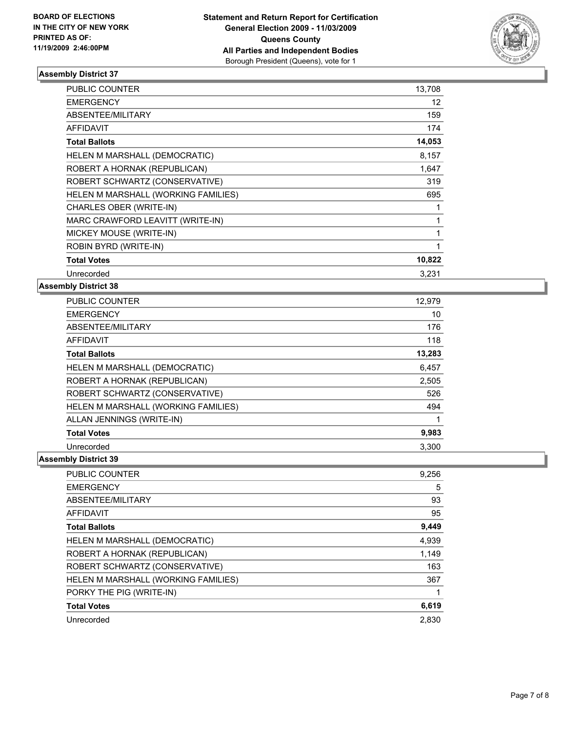**BOARD OF ELECTIONS IN THE CITY OF NEW YORK PRINTED AS OF: 11/19/2009 2:46:00PM**

**Statement and Return Report for Certification General Election 2009 - 11/03/2009 Queens County All Parties and Independent Bodies**
Borough President (Queens), vote for 1

### Assembly District 37

| | |
|---|---|
| PUBLIC COUNTER | 13,708 |
| EMERGENCY | 12 |
| ABSENTEE/MILITARY | 159 |
| AFFIDAVIT | 174 |
| **Total Ballots** | **14,053** |
| HELEN M MARSHALL (DEMOCRATIC) | 8,157 |
| ROBERT A HORNAK (REPUBLICAN) | 1,647 |
| ROBERT SCHWARTZ (CONSERVATIVE) | 319 |
| HELEN M MARSHALL (WORKING FAMILIES) | 695 |
| CHARLES OBER (WRITE-IN) | 1 |
| MARC CRAWFORD LEAVITT (WRITE-IN) | 1 |
| MICKEY MOUSE (WRITE-IN) | 1 |
| ROBIN BYRD (WRITE-IN) | 1 |
| **Total Votes** | **10,822** |
| Unrecorded | 3,231 |

### Assembly District 38

| | |
|---|---|
| PUBLIC COUNTER | 12,979 |
| EMERGENCY | 10 |
| ABSENTEE/MILITARY | 176 |
| AFFIDAVIT | 118 |
| **Total Ballots** | **13,283** |
| HELEN M MARSHALL (DEMOCRATIC) | 6,457 |
| ROBERT A HORNAK (REPUBLICAN) | 2,505 |
| ROBERT SCHWARTZ (CONSERVATIVE) | 526 |
| HELEN M MARSHALL (WORKING FAMILIES) | 494 |
| ALLAN JENNINGS (WRITE-IN) | 1 |
| **Total Votes** | **9,983** |
| Unrecorded | 3,300 |

### Assembly District 39

| | |
|---|---|
| PUBLIC COUNTER | 9,256 |
| EMERGENCY | 5 |
| ABSENTEE/MILITARY | 93 |
| AFFIDAVIT | 95 |
| **Total Ballots** | **9,449** |
| HELEN M MARSHALL (DEMOCRATIC) | 4,939 |
| ROBERT A HORNAK (REPUBLICAN) | 1,149 |
| ROBERT SCHWARTZ (CONSERVATIVE) | 163 |
| HELEN M MARSHALL (WORKING FAMILIES) | 367 |
| PORKY THE PIG (WRITE-IN) | 1 |
| **Total Votes** | **6,619** |
| Unrecorded | 2,830 |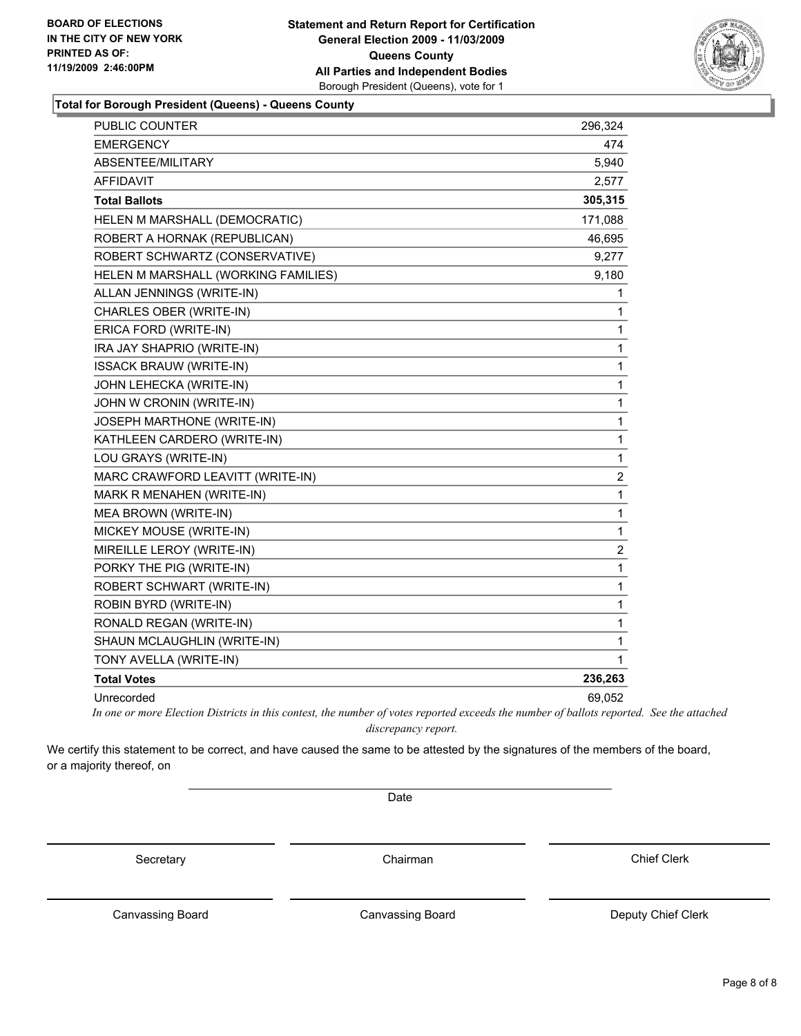**BOARD OF ELECTIONS IN THE CITY OF NEW YORK PRINTED AS OF: 11/19/2009 2:46:00PM**

**Statement and Return Report for Certification**
**General Election 2009 - 11/03/2009**
**Queens County**
**All Parties and Independent Bodies**
Borough President (Queens), vote for 1

### Total for Borough President (Queens) - Queens County

| | |
|---|---|
| PUBLIC COUNTER | 296,324 |
| EMERGENCY | 474 |
| ABSENTEE/MILITARY | 5,940 |
| AFFIDAVIT | 2,577 |
| **Total Ballots** | **305,315** |
| HELEN M MARSHALL (DEMOCRATIC) | 171,088 |
| ROBERT A HORNAK (REPUBLICAN) | 46,695 |
| ROBERT SCHWARTZ (CONSERVATIVE) | 9,277 |
| HELEN M MARSHALL (WORKING FAMILIES) | 9,180 |
| ALLAN JENNINGS (WRITE-IN) | 1 |
| CHARLES OBER (WRITE-IN) | 1 |
| ERICA FORD (WRITE-IN) | 1 |
| IRA JAY SHAPRIO (WRITE-IN) | 1 |
| ISSACK BRAUW (WRITE-IN) | 1 |
| JOHN LEHECKA (WRITE-IN) | 1 |
| JOHN W CRONIN (WRITE-IN) | 1 |
| JOSEPH MARTHONE (WRITE-IN) | 1 |
| KATHLEEN CARDERO (WRITE-IN) | 1 |
| LOU GRAYS (WRITE-IN) | 1 |
| MARC CRAWFORD LEAVITT (WRITE-IN) | 2 |
| MARK R MENAHEN (WRITE-IN) | 1 |
| MEA BROWN (WRITE-IN) | 1 |
| MICKEY MOUSE (WRITE-IN) | 1 |
| MIREILLE LEROY (WRITE-IN) | 2 |
| PORKY THE PIG (WRITE-IN) | 1 |
| ROBERT SCHWART (WRITE-IN) | 1 |
| ROBIN BYRD (WRITE-IN) | 1 |
| RONALD REGAN (WRITE-IN) | 1 |
| SHAUN MCLAUGHLIN (WRITE-IN) | 1 |
| TONY AVELLA (WRITE-IN) | 1 |
| **Total Votes** | **236,263** |
| Unrecorded | 69,052 |

*In one or more Election Districts in this contest, the number of votes reported exceeds the number of ballots reported. See the attached discrepancy report.*

We certify this statement to be correct, and have caused the same to be attested by the signatures of the members of the board, or a majority thereof, on

Date

Secretary | Chairman | Chief Clerk

Canvassing Board | Canvassing Board | Deputy Chief Clerk